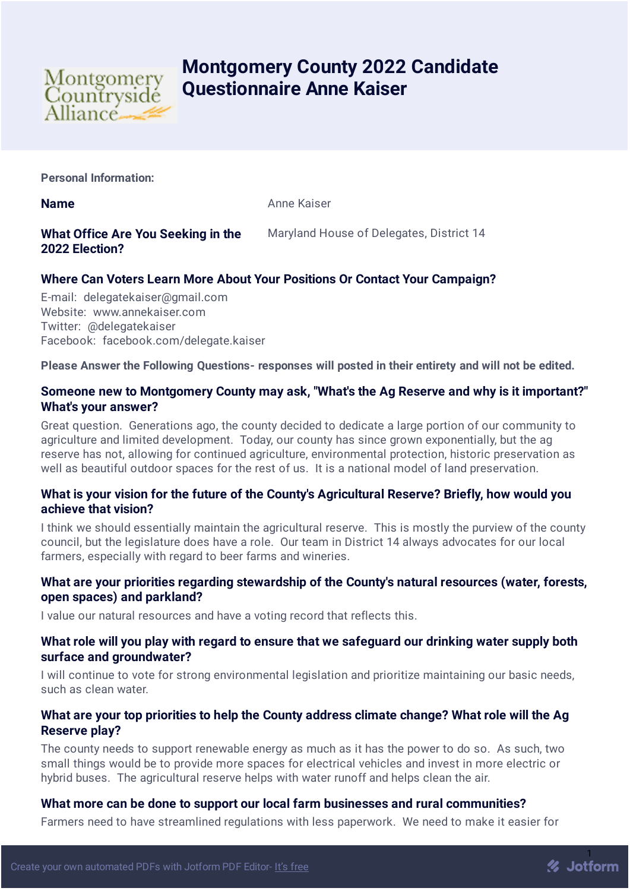# Montgomery County 2022 Candidate Questionnaire Anne Kaiser

**Personal Information:**

**Name** Anne Kaiser

**What Office Are You Seeking in the 2022 Election?** Maryland House of Delegates, District 14

**Where Can Voters Learn More About Your Positions Or Contact Your Campaign?**

E-mail: delegatekaiser@gmail.com
Website: www.annekaiser.com
Twitter: @delegatekaiser
Facebook: facebook.com/delegate.kaiser

**Please Answer the Following Questions- responses will posted in their entirety and will not be edited.**

**Someone new to Montgomery County may ask, "What's the Ag Reserve and why is it important?" What's your answer?**

Great question. Generations ago, the county decided to dedicate a large portion of our community to agriculture and limited development. Today, our county has since grown exponentially, but the ag reserve has not, allowing for continued agriculture, environmental protection, historic preservation as well as beautiful outdoor spaces for the rest of us. It is a national model of land preservation.

**What is your vision for the future of the County's Agricultural Reserve? Briefly, how would you achieve that vision?**

I think we should essentially maintain the agricultural reserve. This is mostly the purview of the county council, but the legislature does have a role. Our team in District 14 always advocates for our local farmers, especially with regard to beer farms and wineries.

**What are your priorities regarding stewardship of the County's natural resources (water, forests, open spaces) and parkland?**

I value our natural resources and have a voting record that reflects this.

**What role will you play with regard to ensure that we safeguard our drinking water supply both surface and groundwater?**

I will continue to vote for strong environmental legislation and prioritize maintaining our basic needs, such as clean water.

**What are your top priorities to help the County address climate change? What role will the Ag Reserve play?**

The county needs to support renewable energy as much as it has the power to do so. As such, two small things would be to provide more spaces for electrical vehicles and invest in more electric or hybrid buses. The agricultural reserve helps with water runoff and helps clean the air.

**What more can be done to support our local farm businesses and rural communities?**

Farmers need to have streamlined regulations with less paperwork. We need to make it easier for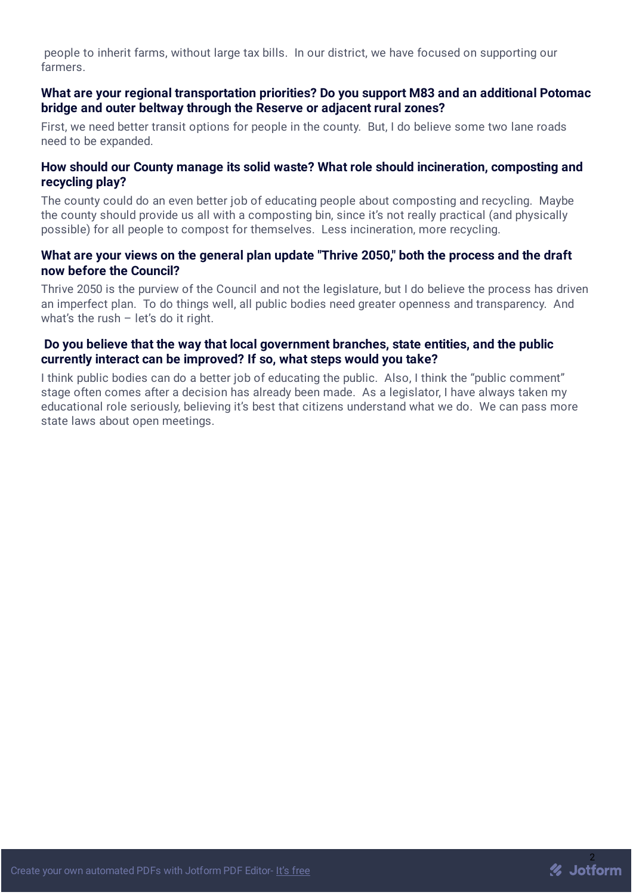people to inherit farms, without large tax bills. In our district, we have focused on supporting our farmers.

**What are your regional transportation priorities? Do you support M83 and an additional Potomac bridge and outer beltway through the Reserve or adjacent rural zones?**

First, we need better transit options for people in the county. But, I do believe some two lane roads need to be expanded.

**How should our County manage its solid waste? What role should incineration, composting and recycling play?**

The county could do an even better job of educating people about composting and recycling. Maybe the county should provide us all with a composting bin, since it's not really practical (and physically possible) for all people to compost for themselves. Less incineration, more recycling.

**What are your views on the general plan update "Thrive 2050," both the process and the draft now before the Council?**

Thrive 2050 is the purview of the Council and not the legislature, but I do believe the process has driven an imperfect plan. To do things well, all public bodies need greater openness and transparency. And what's the rush – let's do it right.

**Do you believe that the way that local government branches, state entities, and the public currently interact can be improved? If so, what steps would you take?**

I think public bodies can do a better job of educating the public. Also, I think the "public comment" stage often comes after a decision has already been made. As a legislator, I have always taken my educational role seriously, believing it's best that citizens understand what we do. We can pass more state laws about open meetings.